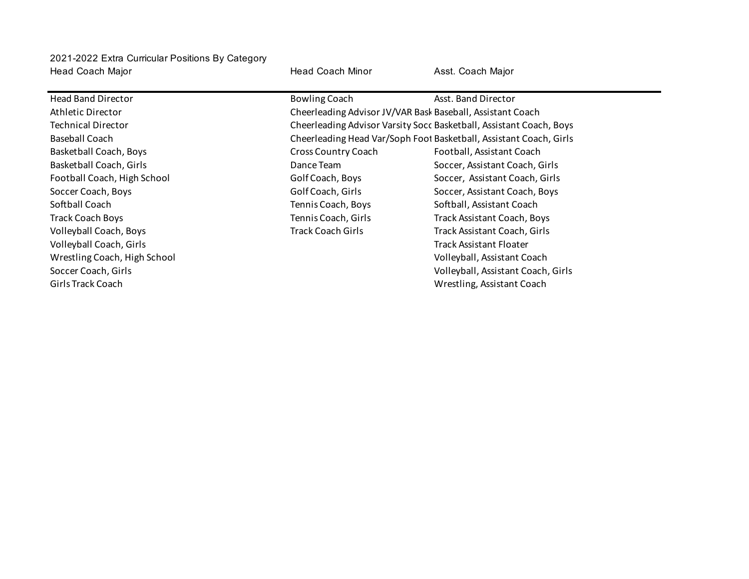2021-2022 Extra Curricular Positions By Category

| Head Coach Major | Head Coach Minor | Asst. Coach Major |
|---|---|---|
| Head Band Director | Bowling Coach | Asst. Band Director |
| Athletic Director | Cheerleading Advisor JV/VAR Bask | Baseball, Assistant Coach |
| Technical Director | Cheerleading Advisor Varsity Socc | Basketball, Assistant Coach, Boys |
| Baseball Coach | Cheerleading Head Var/Soph Foot | Basketball, Assistant Coach, Girls |
| Basketball Coach, Boys | Cross Country Coach | Football, Assistant Coach |
| Basketball Coach, Girls | Dance Team | Soccer, Assistant Coach, Girls |
| Football Coach, High School | Golf Coach, Boys | Soccer, Assistant Coach, Girls |
| Soccer Coach, Boys | Golf Coach, Girls | Soccer, Assistant Coach, Boys |
| Softball Coach | Tennis Coach, Boys | Softball, Assistant Coach |
| Track Coach Boys | Tennis Coach, Girls | Track Assistant Coach, Boys |
| Volleyball Coach, Boys | Track Coach Girls | Track Assistant Coach, Girls |
| Volleyball Coach, Girls | | Track Assistant Floater |
| Wrestling Coach, High School | | Volleyball, Assistant Coach |
| Soccer Coach, Girls | | Volleyball, Assistant Coach, Girls |
| Girls Track Coach | | Wrestling, Assistant Coach |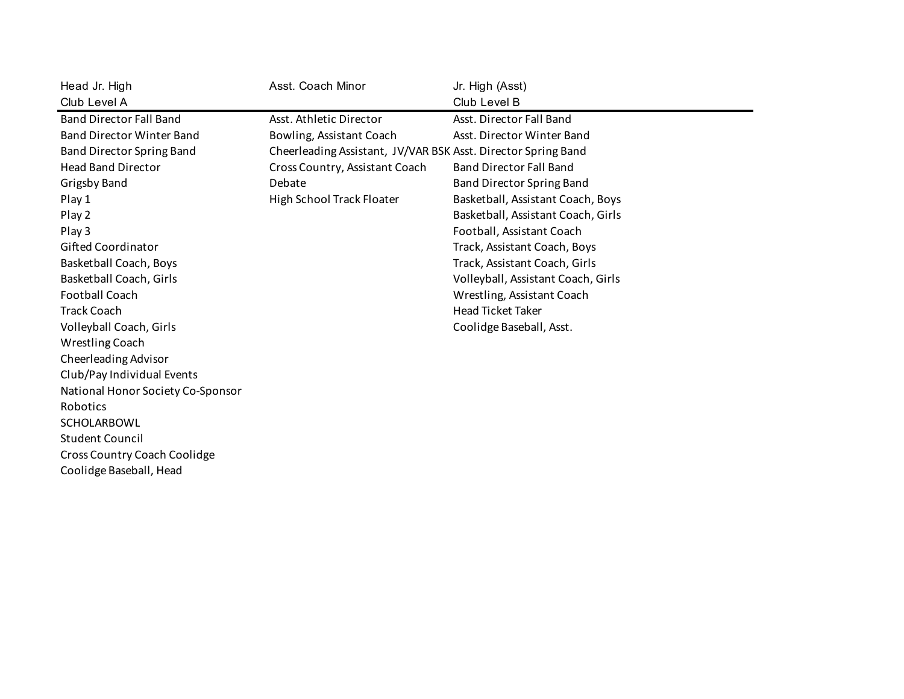| Head Jr. High<br>Club Level A | Asst. Coach Minor | Jr. High (Asst)<br>Club Level B |
|---|---|---|
| Band Director Fall Band | Asst. Athletic Director | Asst. Director Fall Band |
| Band Director Winter Band | Bowling, Assistant Coach | Asst. Director Winter Band |
| Band Director Spring Band | Cheerleading Assistant, JV/VAR BSK | Asst. Director Spring Band |
| Head Band Director | Cross Country, Assistant Coach | Band Director Fall Band |
| Grigsby Band | Debate | Band Director Spring Band |
| Play 1 | High School Track Floater | Basketball, Assistant Coach, Boys |
| Play 2 | | Basketball, Assistant Coach, Girls |
| Play 3 | | Football, Assistant Coach |
| Gifted Coordinator | | Track, Assistant Coach, Boys |
| Basketball Coach, Boys | | Track, Assistant Coach, Girls |
| Basketball Coach, Girls | | Volleyball, Assistant Coach, Girls |
| Football Coach | | Wrestling, Assistant Coach |
| Track Coach | | Head Ticket Taker |
| Volleyball Coach, Girls | | Coolidge Baseball, Asst. |
| Wrestling Coach | | |
| Cheerleading Advisor | | |
| Club/Pay Individual Events | | |
| National Honor Society Co-Sponsor | | |
| Robotics | | |
| SCHOLARBOWL | | |
| Student Council | | |
| Cross Country Coach Coolidge | | |
| Coolidge Baseball, Head | | |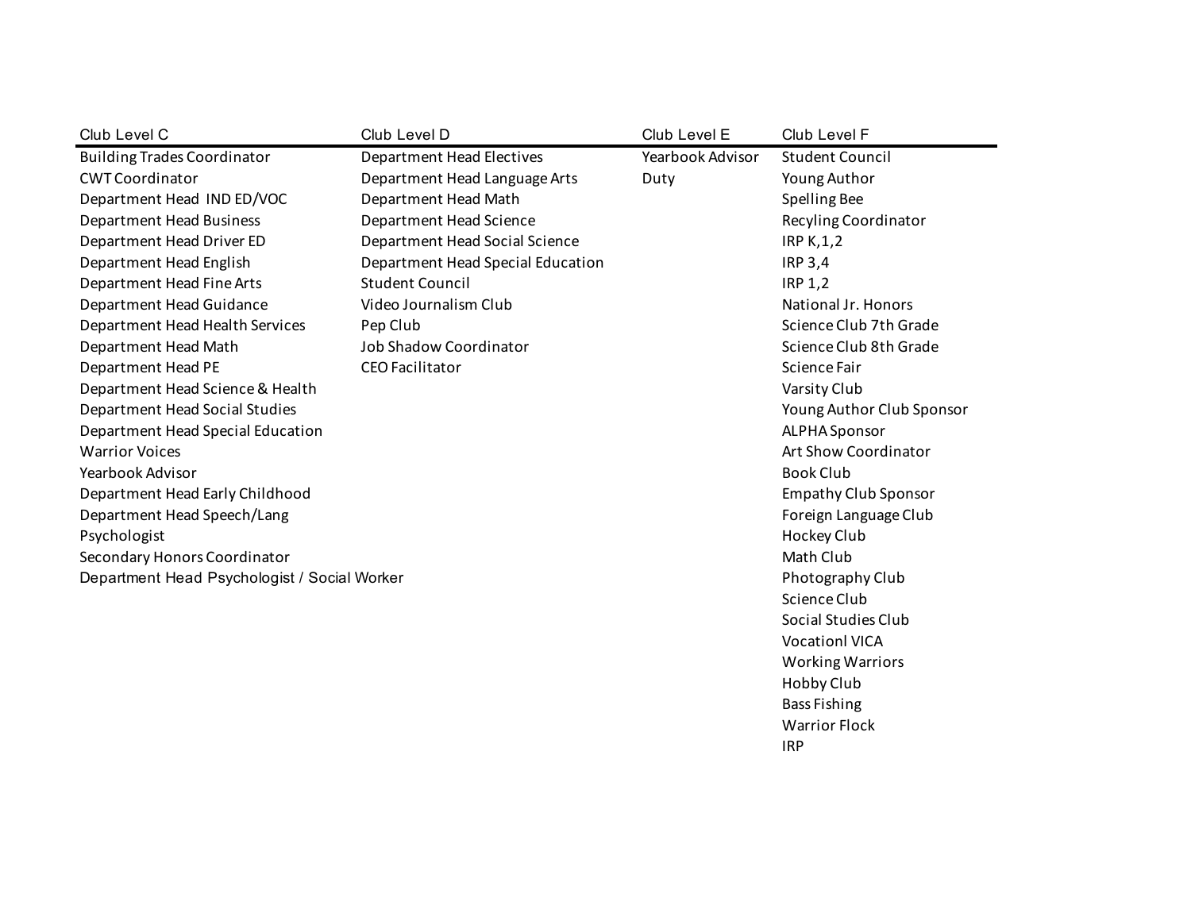| Club Level C | Club Level D | Club Level E | Club Level F |
| --- | --- | --- | --- |
| Building Trades Coordinator | Department Head Electives | Yearbook Advisor | Student Council |
| CWT Coordinator | Department Head Language Arts | Duty | Young Author |
| Department Head IND ED/VOC | Department Head Math | | Spelling Bee |
| Department Head Business | Department Head Science | | Recyling Coordinator |
| Department Head Driver ED | Department Head Social Science | | IRP K,1,2 |
| Department Head English | Department Head Special Education | | IRP 3,4 |
| Department Head Fine Arts | Student Council | | IRP 1,2 |
| Department Head Guidance | Video Journalism Club | | National Jr. Honors |
| Department Head Health Services | Pep Club | | Science Club 7th Grade |
| Department Head Math | Job Shadow Coordinator | | Science Club 8th Grade |
| Department Head PE | CEO Facilitator | | Science Fair |
| Department Head Science & Health | | | Varsity Club |
| Department Head Social Studies | | | Young Author Club Sponsor |
| Department Head Special Education | | | ALPHA Sponsor |
| Warrior Voices | | | Art Show Coordinator |
| Yearbook Advisor | | | Book Club |
| Department Head Early Childhood | | | Empathy Club Sponsor |
| Department Head Speech/Lang | | | Foreign Language Club |
| Psychologist | | | Hockey Club |
| Secondary Honors Coordinator | | | Math Club |
| Department Head Psychologist / Social Worker | | | Photography Club |
| | | | Science Club |
| | | | Social Studies Club |
| | | | Vocationl VICA |
| | | | Working Warriors |
| | | | Hobby Club |
| | | | Bass Fishing |
| | | | Warrior Flock |
| | | | IRP |